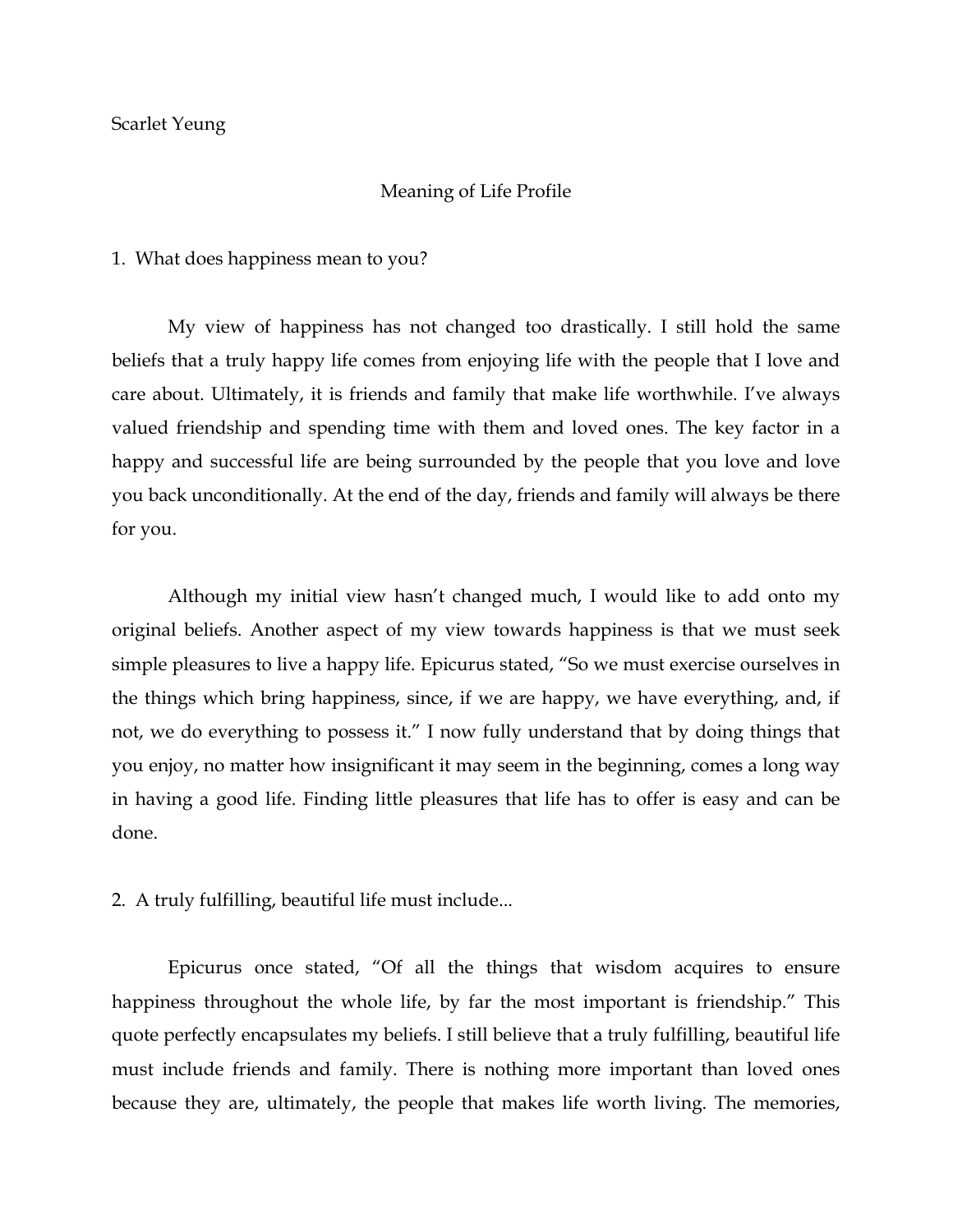Scarlet Yeung

# Meaning of Life Profile

1. What does happiness mean to you?

My view of happiness has not changed too drastically. I still hold the same beliefs that a truly happy life comes from enjoying life with the people that I love and care about. Ultimately, it is friends and family that make life worthwhile. I've always valued friendship and spending time with them and loved ones. The key factor in a happy and successful life are being surrounded by the people that you love and love you back unconditionally. At the end of the day, friends and family will always be there for you.

Although my initial view hasn't changed much, I would like to add onto my original beliefs. Another aspect of my view towards happiness is that we must seek simple pleasures to live a happy life. Epicurus stated, "So we must exercise ourselves in the things which bring happiness, since, if we are happy, we have everything, and, if not, we do everything to possess it." I now fully understand that by doing things that you enjoy, no matter how insignificant it may seem in the beginning, comes a long way in having a good life. Finding little pleasures that life has to offer is easy and can be done.

2. A truly fulfilling, beautiful life must include...

Epicurus once stated, "Of all the things that wisdom acquires to ensure happiness throughout the whole life, by far the most important is friendship." This quote perfectly encapsulates my beliefs. I still believe that a truly fulfilling, beautiful life must include friends and family. There is nothing more important than loved ones because they are, ultimately, the people that makes life worth living. The memories,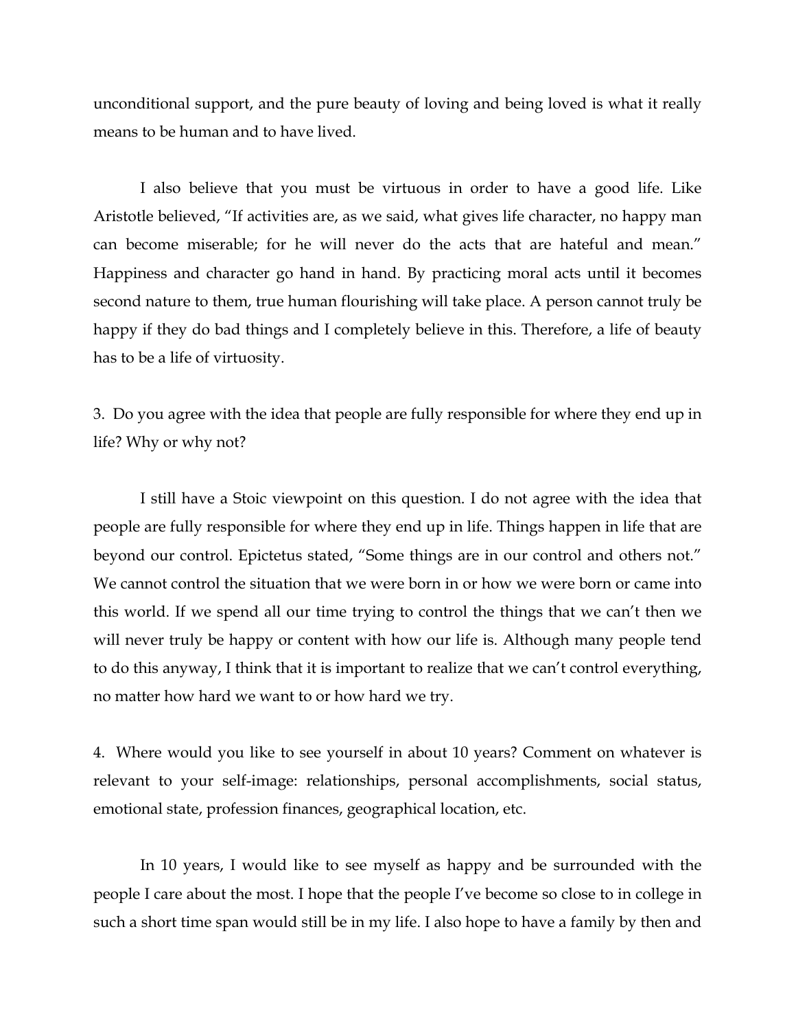unconditional support, and the pure beauty of loving and being loved is what it really means to be human and to have lived.

I also believe that you must be virtuous in order to have a good life. Like Aristotle believed, "If activities are, as we said, what gives life character, no happy man can become miserable; for he will never do the acts that are hateful and mean." Happiness and character go hand in hand. By practicing moral acts until it becomes second nature to them, true human flourishing will take place. A person cannot truly be happy if they do bad things and I completely believe in this. Therefore, a life of beauty has to be a life of virtuosity.

3. Do you agree with the idea that people are fully responsible for where they end up in life? Why or why not?

I still have a Stoic viewpoint on this question. I do not agree with the idea that people are fully responsible for where they end up in life. Things happen in life that are beyond our control. Epictetus stated, "Some things are in our control and others not." We cannot control the situation that we were born in or how we were born or came into this world. If we spend all our time trying to control the things that we can't then we will never truly be happy or content with how our life is. Although many people tend to do this anyway, I think that it is important to realize that we can't control everything, no matter how hard we want to or how hard we try.

4. Where would you like to see yourself in about 10 years? Comment on whatever is relevant to your self-image: relationships, personal accomplishments, social status, emotional state, profession finances, geographical location, etc.

In 10 years, I would like to see myself as happy and be surrounded with the people I care about the most. I hope that the people I've become so close to in college in such a short time span would still be in my life. I also hope to have a family by then and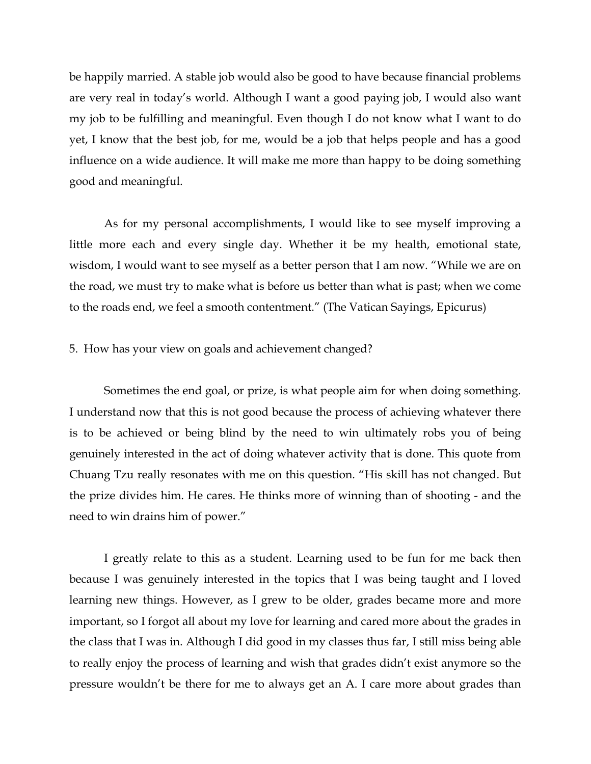be happily married. A stable job would also be good to have because financial problems are very real in today's world. Although I want a good paying job, I would also want my job to be fulfilling and meaningful. Even though I do not know what I want to do yet, I know that the best job, for me, would be a job that helps people and has a good influence on a wide audience. It will make me more than happy to be doing something good and meaningful.

As for my personal accomplishments, I would like to see myself improving a little more each and every single day. Whether it be my health, emotional state, wisdom, I would want to see myself as a better person that I am now. "While we are on the road, we must try to make what is before us better than what is past; when we come to the roads end, we feel a smooth contentment." (The Vatican Sayings, Epicurus)

5. How has your view on goals and achievement changed?

Sometimes the end goal, or prize, is what people aim for when doing something. I understand now that this is not good because the process of achieving whatever there is to be achieved or being blind by the need to win ultimately robs you of being genuinely interested in the act of doing whatever activity that is done. This quote from Chuang Tzu really resonates with me on this question. "His skill has not changed. But the prize divides him. He cares. He thinks more of winning than of shooting - and the need to win drains him of power."

I greatly relate to this as a student. Learning used to be fun for me back then because I was genuinely interested in the topics that I was being taught and I loved learning new things. However, as I grew to be older, grades became more and more important, so I forgot all about my love for learning and cared more about the grades in the class that I was in. Although I did good in my classes thus far, I still miss being able to really enjoy the process of learning and wish that grades didn't exist anymore so the pressure wouldn't be there for me to always get an A. I care more about grades than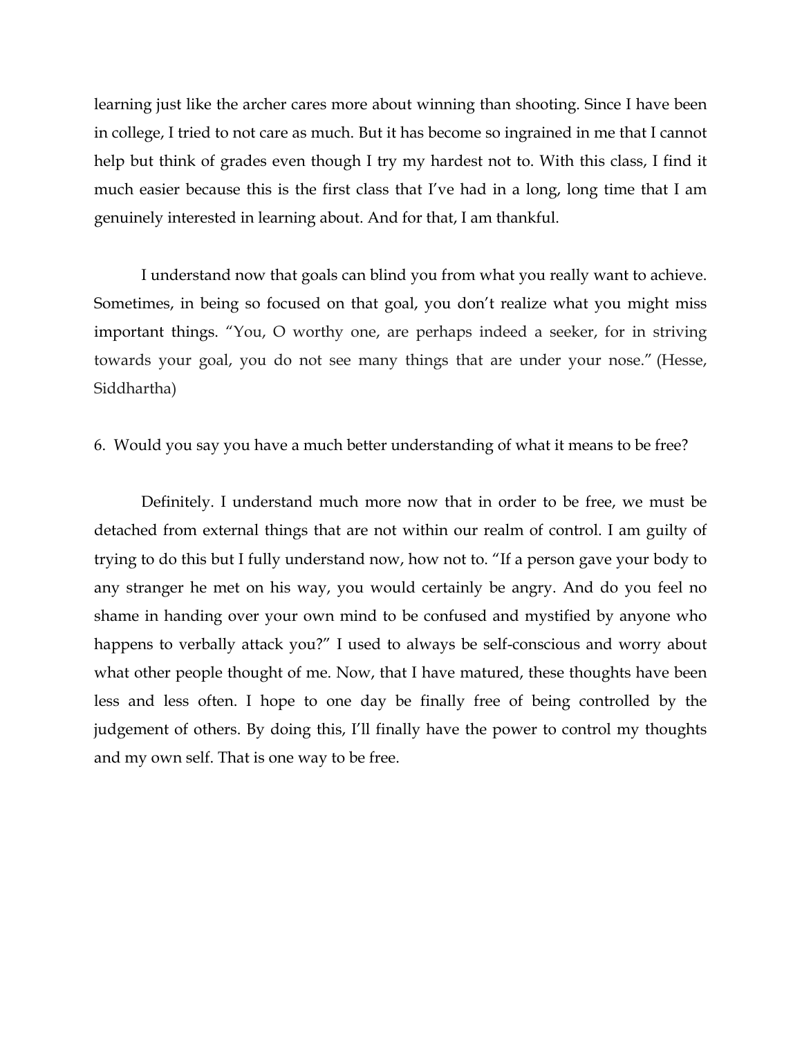learning just like the archer cares more about winning than shooting. Since I have been in college, I tried to not care as much. But it has become so ingrained in me that I cannot help but think of grades even though I try my hardest not to. With this class, I find it much easier because this is the first class that I've had in a long, long time that I am genuinely interested in learning about. And for that, I am thankful.

I understand now that goals can blind you from what you really want to achieve. Sometimes, in being so focused on that goal, you don't realize what you might miss important things. "You, O worthy one, are perhaps indeed a seeker, for in striving towards your goal, you do not see many things that are under your nose." (Hesse, Siddhartha)

6. Would you say you have a much better understanding of what it means to be free?

Definitely. I understand much more now that in order to be free, we must be detached from external things that are not within our realm of control. I am guilty of trying to do this but I fully understand now, how not to. "If a person gave your body to any stranger he met on his way, you would certainly be angry. And do you feel no shame in handing over your own mind to be confused and mystified by anyone who happens to verbally attack you?" I used to always be self-conscious and worry about what other people thought of me. Now, that I have matured, these thoughts have been less and less often. I hope to one day be finally free of being controlled by the judgement of others. By doing this, I'll finally have the power to control my thoughts and my own self. That is one way to be free.